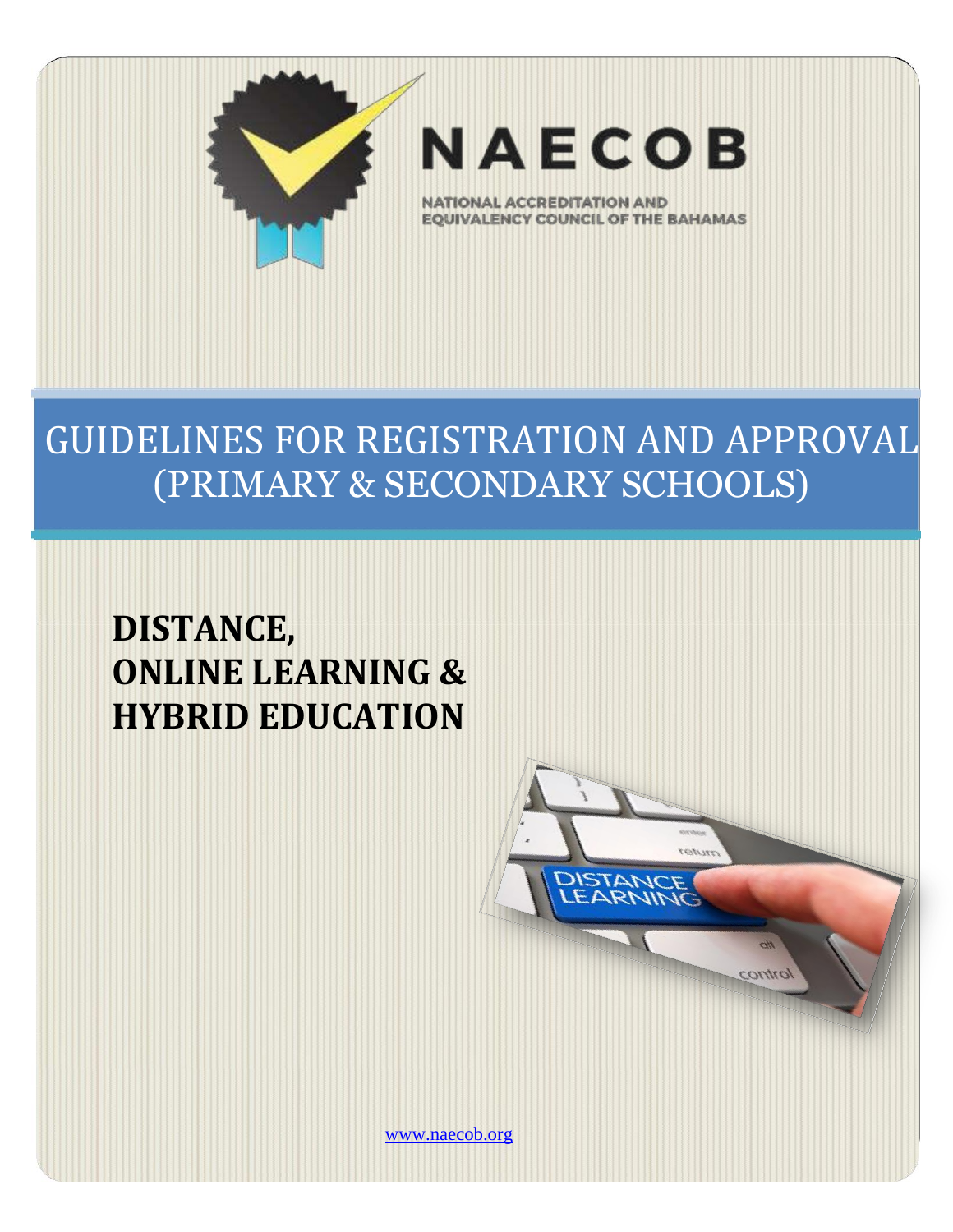# NAECOB

NATIONAL ACCREDITATION AND EQUIVALENCY COUNCIL OF THE BAHAMAS

## GUIDELINES FOR REGISTRATION AND APPROVAL (PRIMARY & SECONDARY SCHOOLS)

**DISTANCE,**
**ONLINE LEARNING &**
**HYBRID EDUCATION**

www.naecob.org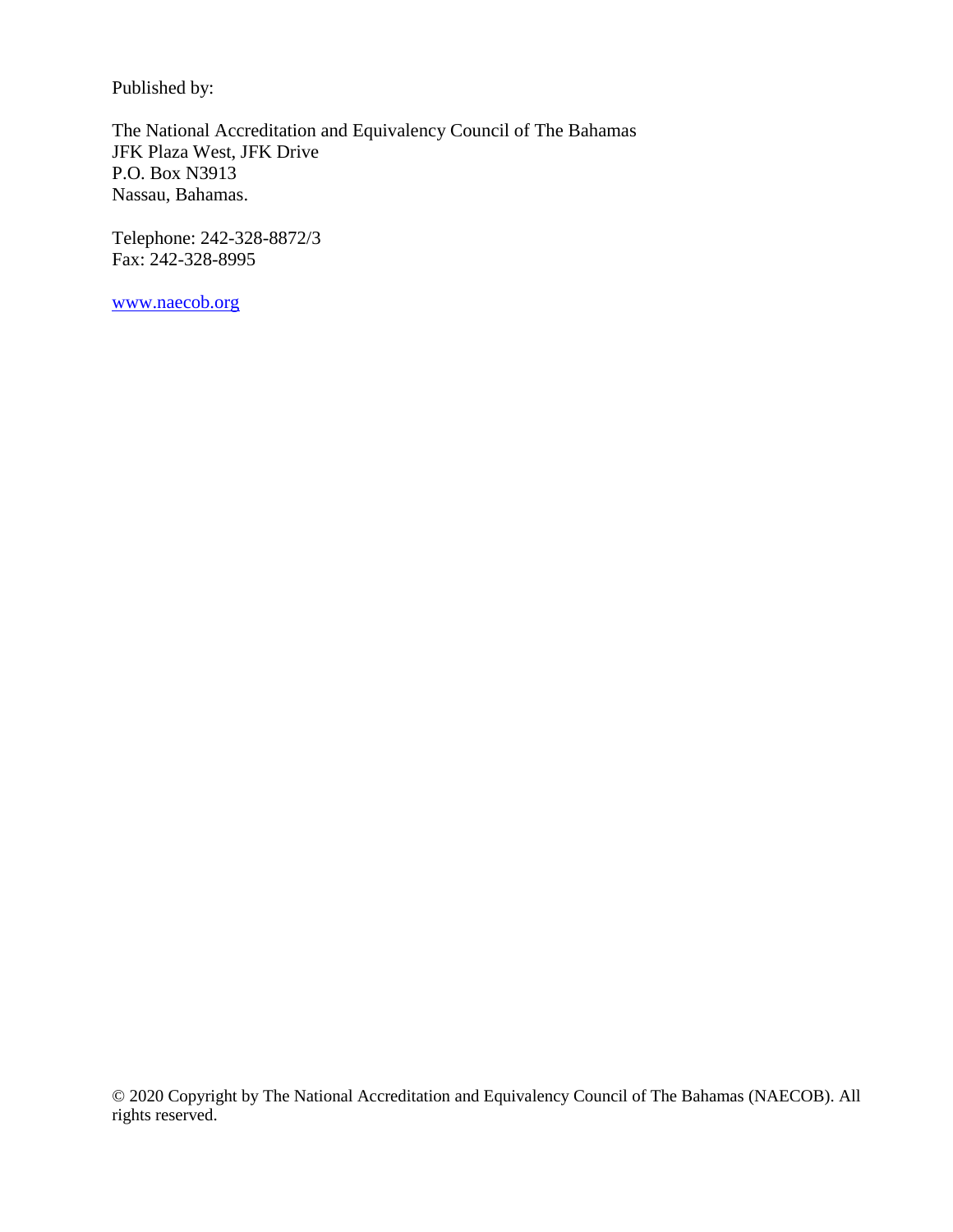Published by:

The National Accreditation and Equivalency Council of The Bahamas
JFK Plaza West, JFK Drive
P.O. Box N3913
Nassau, Bahamas.

Telephone: 242-328-8872/3
Fax: 242-328-8995

www.naecob.org

© 2020 Copyright by The National Accreditation and Equivalency Council of The Bahamas (NAECOB). All rights reserved.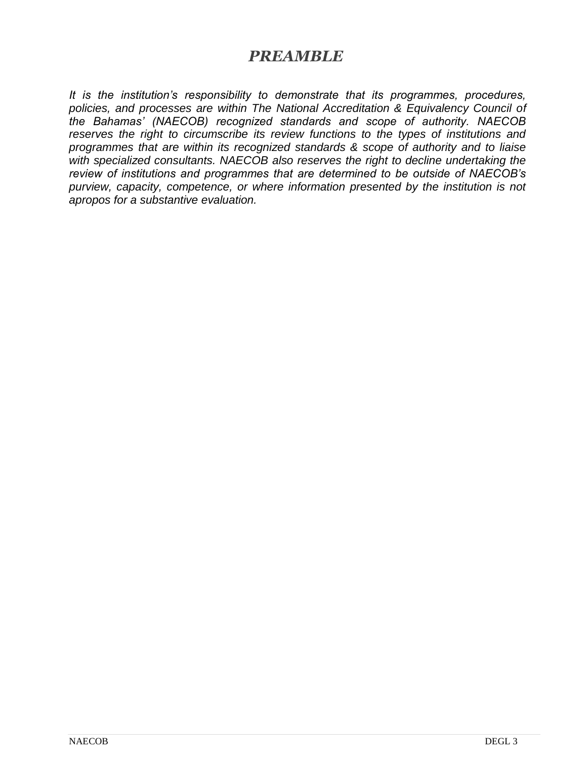# *PREAMBLE*

*It is the institution's responsibility to demonstrate that its programmes, procedures, policies, and processes are within The National Accreditation & Equivalency Council of the Bahamas' (NAECOB) recognized standards and scope of authority. NAECOB reserves the right to circumscribe its review functions to the types of institutions and programmes that are within its recognized standards & scope of authority and to liaise with specialized consultants. NAECOB also reserves the right to decline undertaking the review of institutions and programmes that are determined to be outside of NAECOB's purview, capacity, competence, or where information presented by the institution is not apropos for a substantive evaluation.*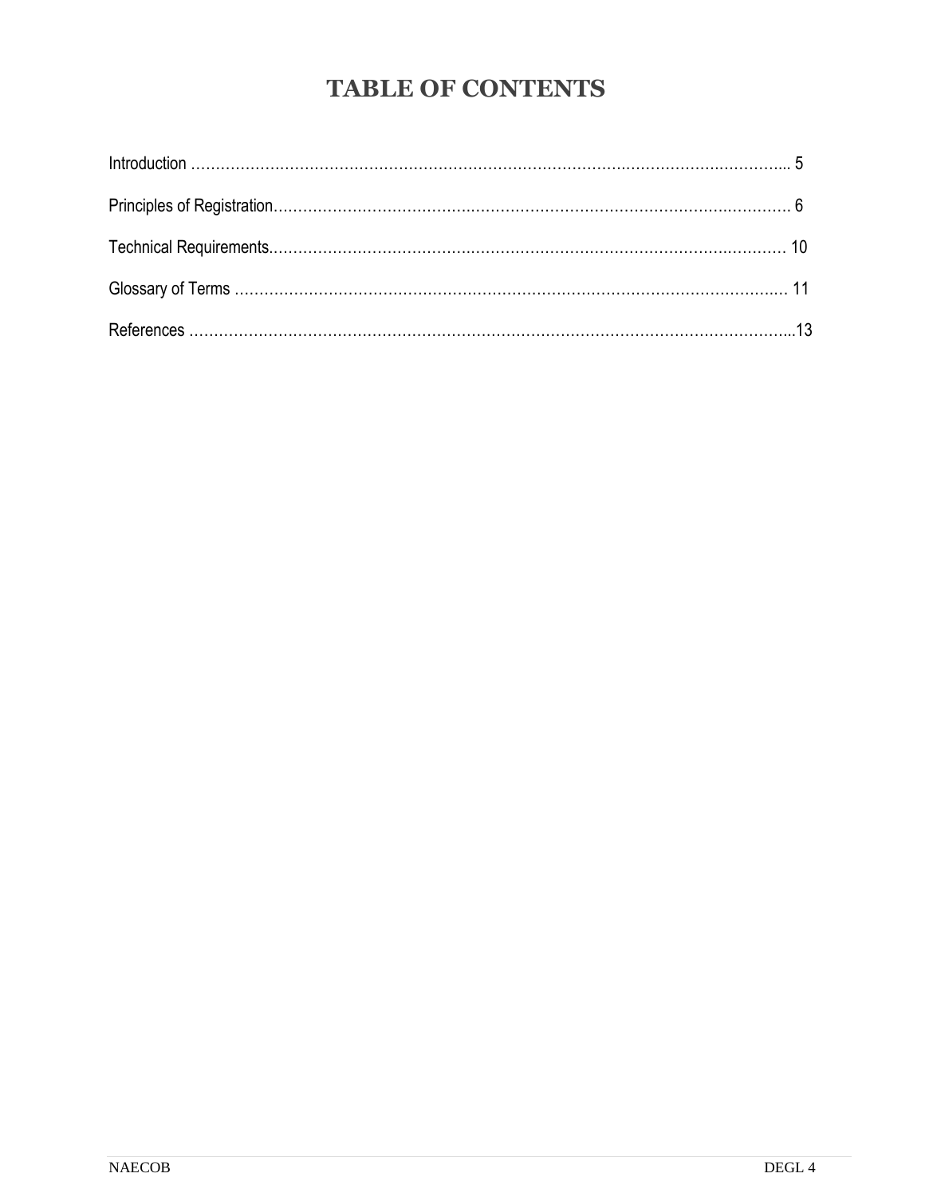# TABLE OF CONTENTS

Introduction ………………………………………………………………………………………………………... 5

Principles of Registration……………………………………………………………………………………… 6

Technical Requirements………………………………………………………………………………………… 10

Glossary of Terms ……………………………………………………………………………………………… 11

References …………………………………………………………………………………………………………..13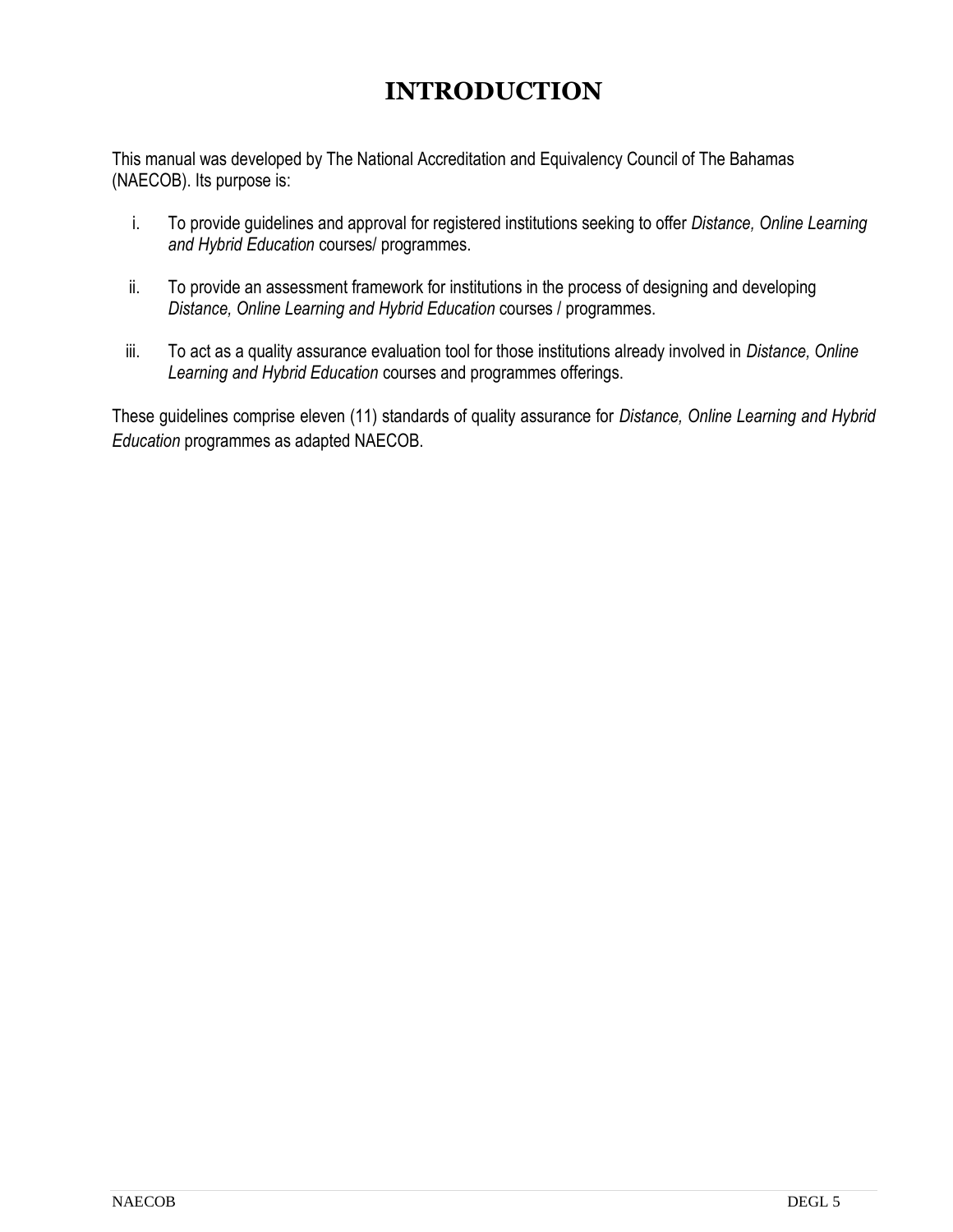# INTRODUCTION

This manual was developed by The National Accreditation and Equivalency Council of The Bahamas (NAECOB). Its purpose is:

i. To provide guidelines and approval for registered institutions seeking to offer *Distance, Online Learning and Hybrid Education* courses/ programmes.

ii. To provide an assessment framework for institutions in the process of designing and developing *Distance, Online Learning and Hybrid Education* courses / programmes.

iii. To act as a quality assurance evaluation tool for those institutions already involved in *Distance, Online Learning and Hybrid Education* courses and programmes offerings.

These guidelines comprise eleven (11) standards of quality assurance for *Distance, Online Learning and Hybrid Education* programmes as adapted NAECOB.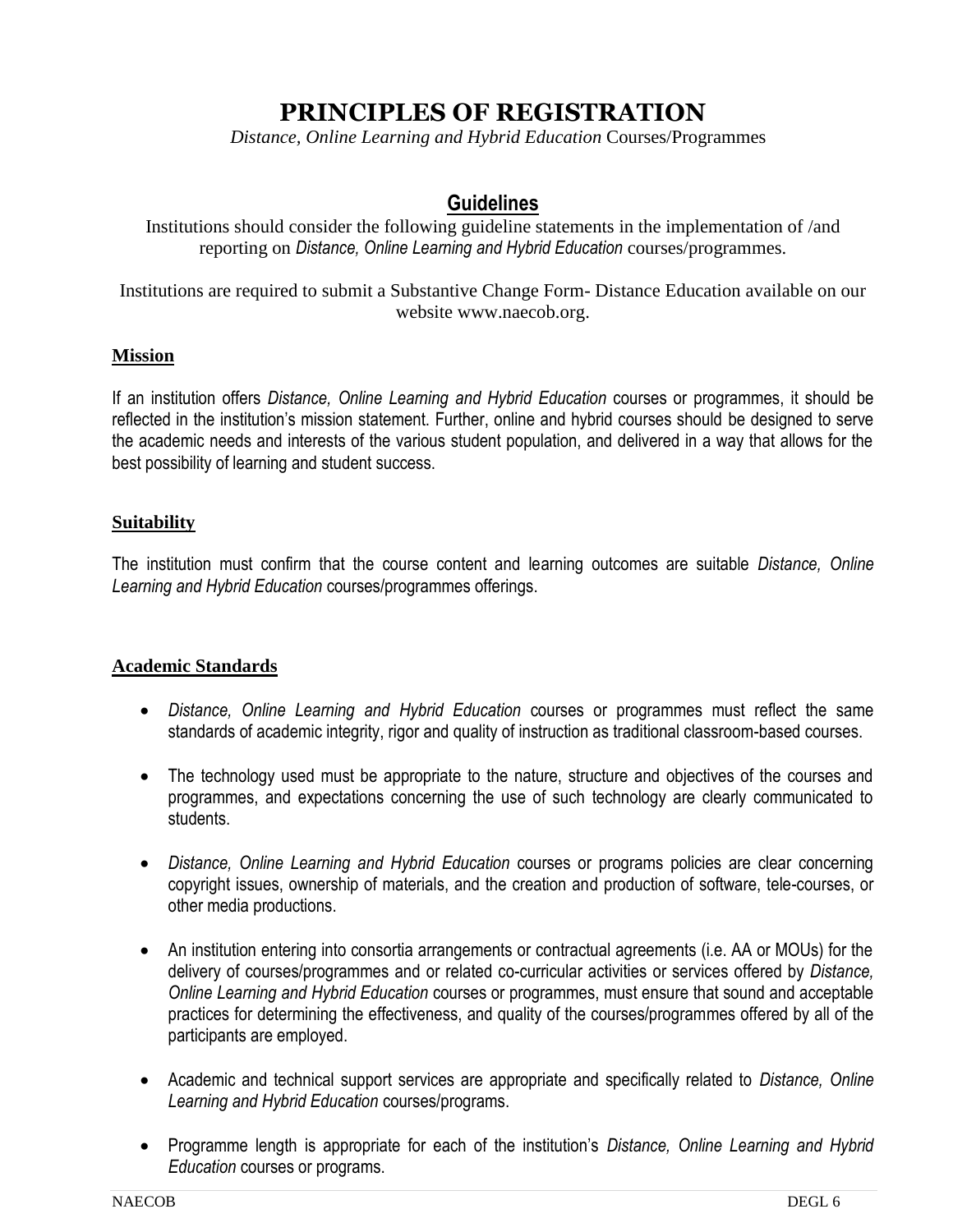# PRINCIPLES OF REGISTRATION

*Distance, Online Learning and Hybrid Education* Courses/Programmes

## Guidelines

Institutions should consider the following guideline statements in the implementation of /and reporting on *Distance, Online Learning and Hybrid Education* courses/programmes.

Institutions are required to submit a Substantive Change Form- Distance Education available on our website www.naecob.org.

### Mission

If an institution offers *Distance, Online Learning and Hybrid Education* courses or programmes, it should be reflected in the institution's mission statement. Further, online and hybrid courses should be designed to serve the academic needs and interests of the various student population, and delivered in a way that allows for the best possibility of learning and student success.

### Suitability

The institution must confirm that the course content and learning outcomes are suitable *Distance, Online Learning and Hybrid Education* courses/programmes offerings.

### Academic Standards

- *Distance, Online Learning and Hybrid Education* courses or programmes must reflect the same standards of academic integrity, rigor and quality of instruction as traditional classroom-based courses.
- The technology used must be appropriate to the nature, structure and objectives of the courses and programmes, and expectations concerning the use of such technology are clearly communicated to students.
- *Distance, Online Learning and Hybrid Education* courses or programs policies are clear concerning copyright issues, ownership of materials, and the creation and production of software, tele-courses, or other media productions.
- An institution entering into consortia arrangements or contractual agreements (i.e. AA or MOUs) for the delivery of courses/programmes and or related co-curricular activities or services offered by *Distance, Online Learning and Hybrid Education* courses or programmes, must ensure that sound and acceptable practices for determining the effectiveness, and quality of the courses/programmes offered by all of the participants are employed.
- Academic and technical support services are appropriate and specifically related to *Distance, Online Learning and Hybrid Education* courses/programs.
- Programme length is appropriate for each of the institution's *Distance, Online Learning and Hybrid Education* courses or programs.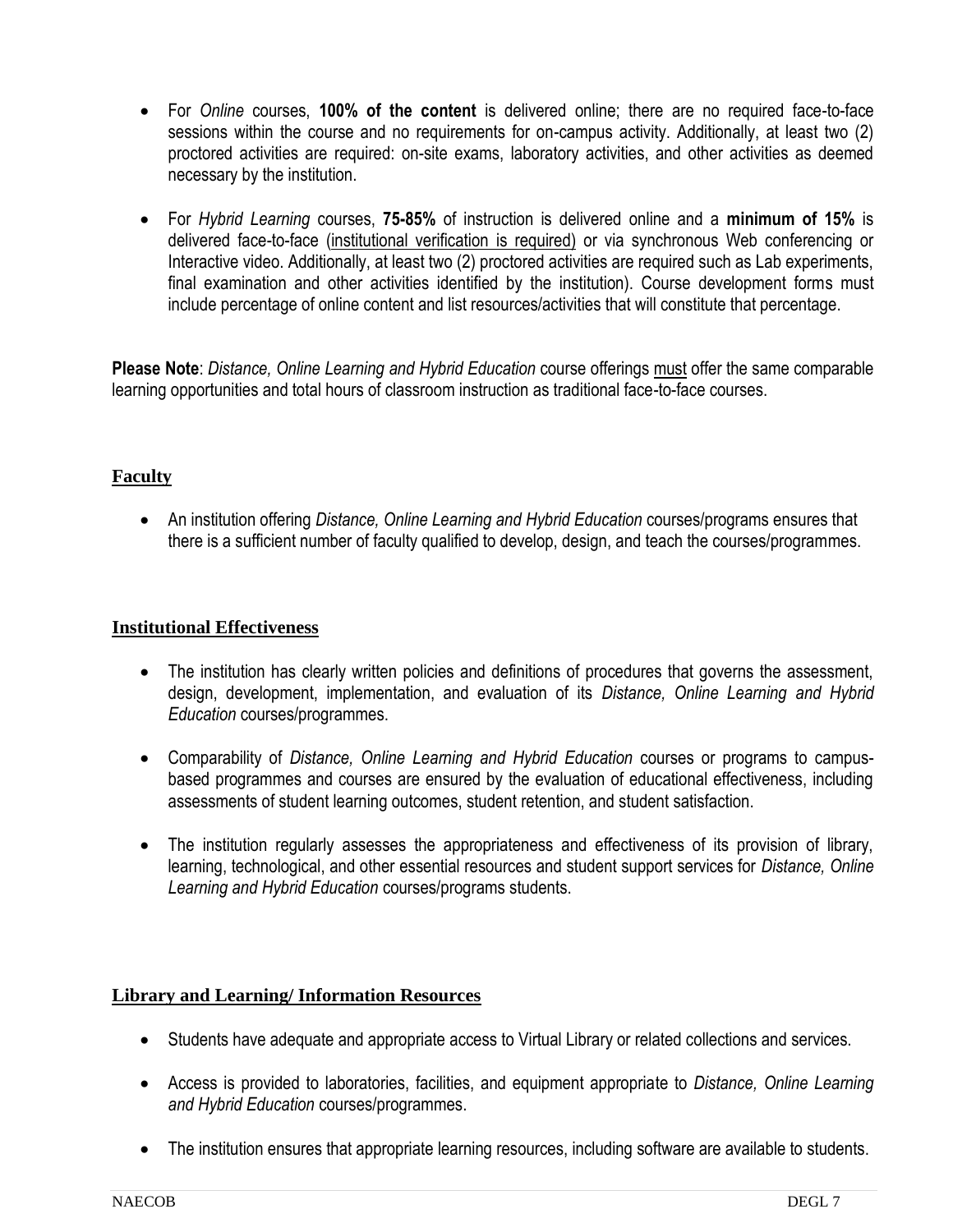- For *Online* courses, **100% of the content** is delivered online; there are no required face-to-face sessions within the course and no requirements for on-campus activity. Additionally, at least two (2) proctored activities are required: on-site exams, laboratory activities, and other activities as deemed necessary by the institution.

- For *Hybrid Learning* courses, **75-85%** of instruction is delivered online and a **minimum of 15%** is delivered face-to-face (institutional verification is required) or via synchronous Web conferencing or Interactive video. Additionally, at least two (2) proctored activities are required such as Lab experiments, final examination and other activities identified by the institution). Course development forms must include percentage of online content and list resources/activities that will constitute that percentage.

**Please Note**: *Distance, Online Learning and Hybrid Education* course offerings must offer the same comparable learning opportunities and total hours of classroom instruction as traditional face-to-face courses.

## Faculty

- An institution offering *Distance, Online Learning and Hybrid Education* courses/programs ensures that there is a sufficient number of faculty qualified to develop, design, and teach the courses/programmes.

## Institutional Effectiveness

- The institution has clearly written policies and definitions of procedures that governs the assessment, design, development, implementation, and evaluation of its *Distance, Online Learning and Hybrid Education* courses/programmes.

- Comparability of *Distance, Online Learning and Hybrid Education* courses or programs to campus-based programmes and courses are ensured by the evaluation of educational effectiveness, including assessments of student learning outcomes, student retention, and student satisfaction.

- The institution regularly assesses the appropriateness and effectiveness of its provision of library, learning, technological, and other essential resources and student support services for *Distance, Online Learning and Hybrid Education* courses/programs students.

## Library and Learning/ Information Resources

- Students have adequate and appropriate access to Virtual Library or related collections and services.

- Access is provided to laboratories, facilities, and equipment appropriate to *Distance, Online Learning and Hybrid Education* courses/programmes.

- The institution ensures that appropriate learning resources, including software are available to students.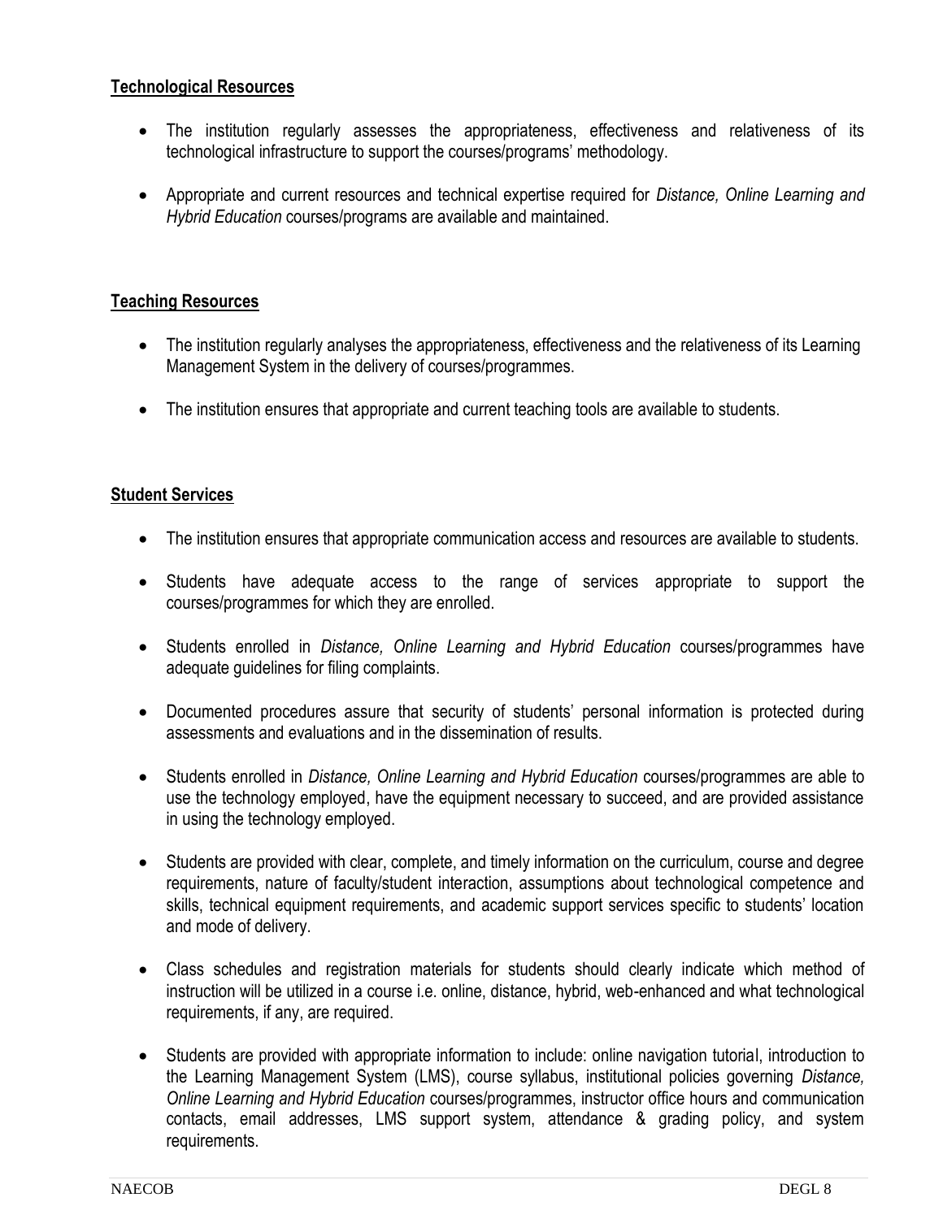**Technological Resources**

- The institution regularly assesses the appropriateness, effectiveness and relativeness of its technological infrastructure to support the courses/programs' methodology.
- Appropriate and current resources and technical expertise required for *Distance, Online Learning and Hybrid Education* courses/programs are available and maintained.

**Teaching Resources**

- The institution regularly analyses the appropriateness, effectiveness and the relativeness of its Learning Management System in the delivery of courses/programmes.
- The institution ensures that appropriate and current teaching tools are available to students.

**Student Services**

- The institution ensures that appropriate communication access and resources are available to students.
- Students have adequate access to the range of services appropriate to support the courses/programmes for which they are enrolled.
- Students enrolled in *Distance, Online Learning and Hybrid Education* courses/programmes have adequate guidelines for filing complaints.
- Documented procedures assure that security of students' personal information is protected during assessments and evaluations and in the dissemination of results.
- Students enrolled in *Distance, Online Learning and Hybrid Education* courses/programmes are able to use the technology employed, have the equipment necessary to succeed, and are provided assistance in using the technology employed.
- Students are provided with clear, complete, and timely information on the curriculum, course and degree requirements, nature of faculty/student interaction, assumptions about technological competence and skills, technical equipment requirements, and academic support services specific to students' location and mode of delivery.
- Class schedules and registration materials for students should clearly indicate which method of instruction will be utilized in a course i.e. online, distance, hybrid, web-enhanced and what technological requirements, if any, are required.
- Students are provided with appropriate information to include: online navigation tutorial, introduction to the Learning Management System (LMS), course syllabus, institutional policies governing *Distance, Online Learning and Hybrid Education* courses/programmes, instructor office hours and communication contacts, email addresses, LMS support system, attendance & grading policy, and system requirements.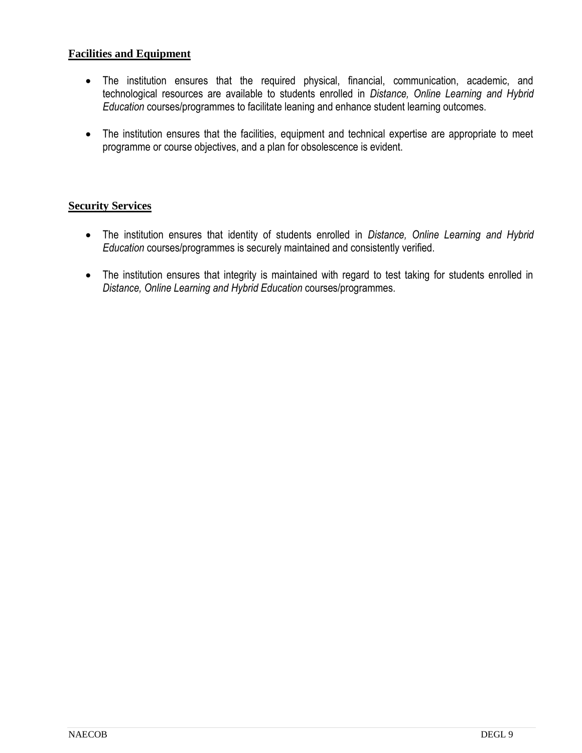**Facilities and Equipment**

- The institution ensures that the required physical, financial, communication, academic, and technological resources are available to students enrolled in *Distance, Online Learning and Hybrid Education* courses/programmes to facilitate leaning and enhance student learning outcomes.

- The institution ensures that the facilities, equipment and technical expertise are appropriate to meet programme or course objectives, and a plan for obsolescence is evident.

**Security Services**

- The institution ensures that identity of students enrolled in *Distance, Online Learning and Hybrid Education* courses/programmes is securely maintained and consistently verified.

- The institution ensures that integrity is maintained with regard to test taking for students enrolled in *Distance, Online Learning and Hybrid Education* courses/programmes.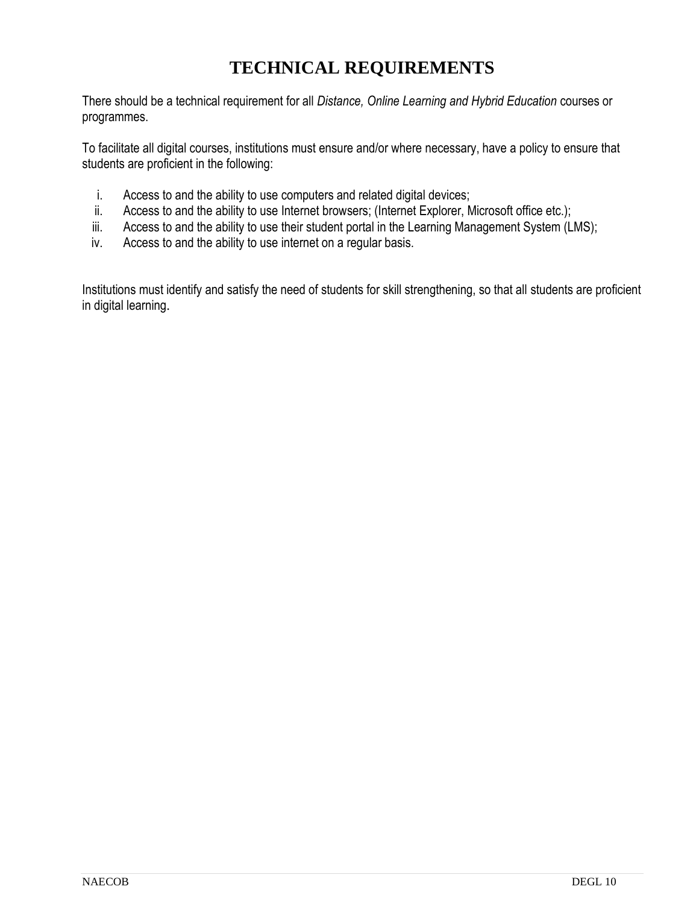# TECHNICAL REQUIREMENTS

There should be a technical requirement for all *Distance, Online Learning and Hybrid Education* courses or programmes.

To facilitate all digital courses, institutions must ensure and/or where necessary, have a policy to ensure that students are proficient in the following:

i. Access to and the ability to use computers and related digital devices;
ii. Access to and the ability to use Internet browsers; (Internet Explorer, Microsoft office etc.);
iii. Access to and the ability to use their student portal in the Learning Management System (LMS);
iv. Access to and the ability to use internet on a regular basis.

Institutions must identify and satisfy the need of students for skill strengthening, so that all students are proficient in digital learning.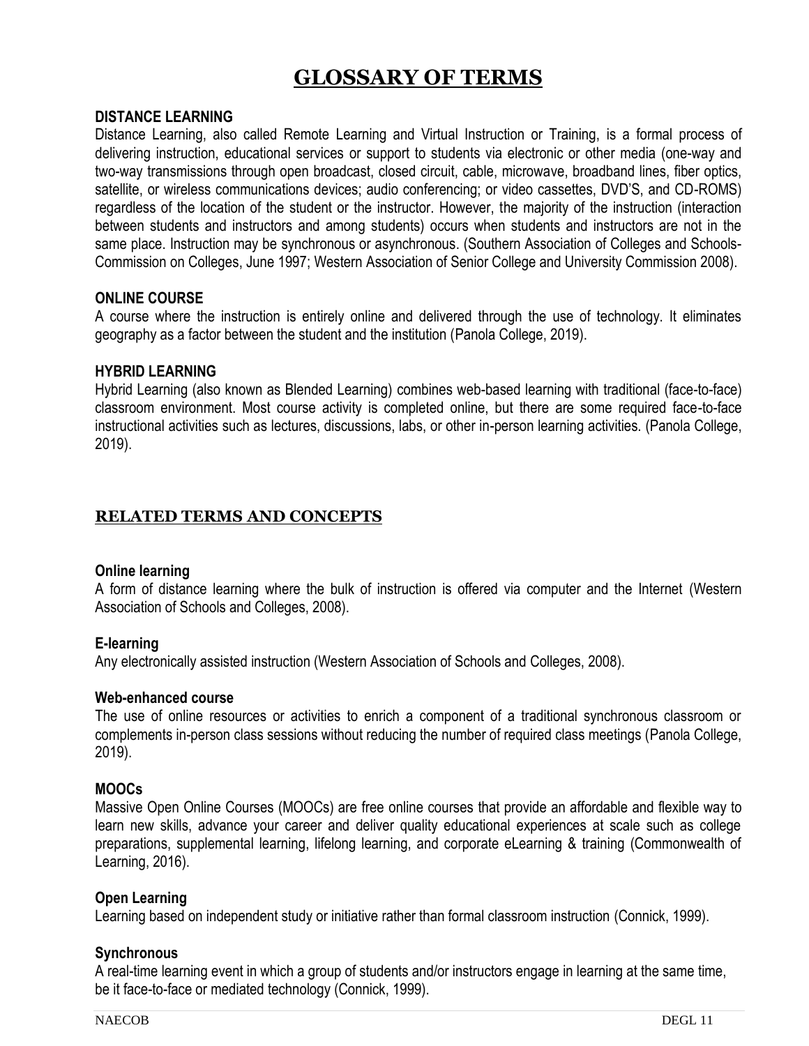# GLOSSARY OF TERMS

### DISTANCE LEARNING

Distance Learning, also called Remote Learning and Virtual Instruction or Training, is a formal process of delivering instruction, educational services or support to students via electronic or other media (one-way and two-way transmissions through open broadcast, closed circuit, cable, microwave, broadband lines, fiber optics, satellite, or wireless communications devices; audio conferencing; or video cassettes, DVD'S, and CD-ROMS) regardless of the location of the student or the instructor. However, the majority of the instruction (interaction between students and instructors and among students) occurs when students and instructors are not in the same place. Instruction may be synchronous or asynchronous. (Southern Association of Colleges and Schools-Commission on Colleges, June 1997; Western Association of Senior College and University Commission 2008).

### ONLINE COURSE

A course where the instruction is entirely online and delivered through the use of technology. It eliminates geography as a factor between the student and the institution (Panola College, 2019).

### HYBRID LEARNING

Hybrid Learning (also known as Blended Learning) combines web-based learning with traditional (face-to-face) classroom environment. Most course activity is completed online, but there are some required face-to-face instructional activities such as lectures, discussions, labs, or other in-person learning activities. (Panola College, 2019).

## RELATED TERMS AND CONCEPTS

#### Online learning

A form of distance learning where the bulk of instruction is offered via computer and the Internet (Western Association of Schools and Colleges, 2008).

#### E-learning

Any electronically assisted instruction (Western Association of Schools and Colleges, 2008).

#### Web-enhanced course

The use of online resources or activities to enrich a component of a traditional synchronous classroom or complements in-person class sessions without reducing the number of required class meetings (Panola College, 2019).

#### MOOCs

Massive Open Online Courses (MOOCs) are free online courses that provide an affordable and flexible way to learn new skills, advance your career and deliver quality educational experiences at scale such as college preparations, supplemental learning, lifelong learning, and corporate eLearning & training (Commonwealth of Learning, 2016).

#### Open Learning

Learning based on independent study or initiative rather than formal classroom instruction (Connick, 1999).

#### Synchronous

A real-time learning event in which a group of students and/or instructors engage in learning at the same time, be it face-to-face or mediated technology (Connick, 1999).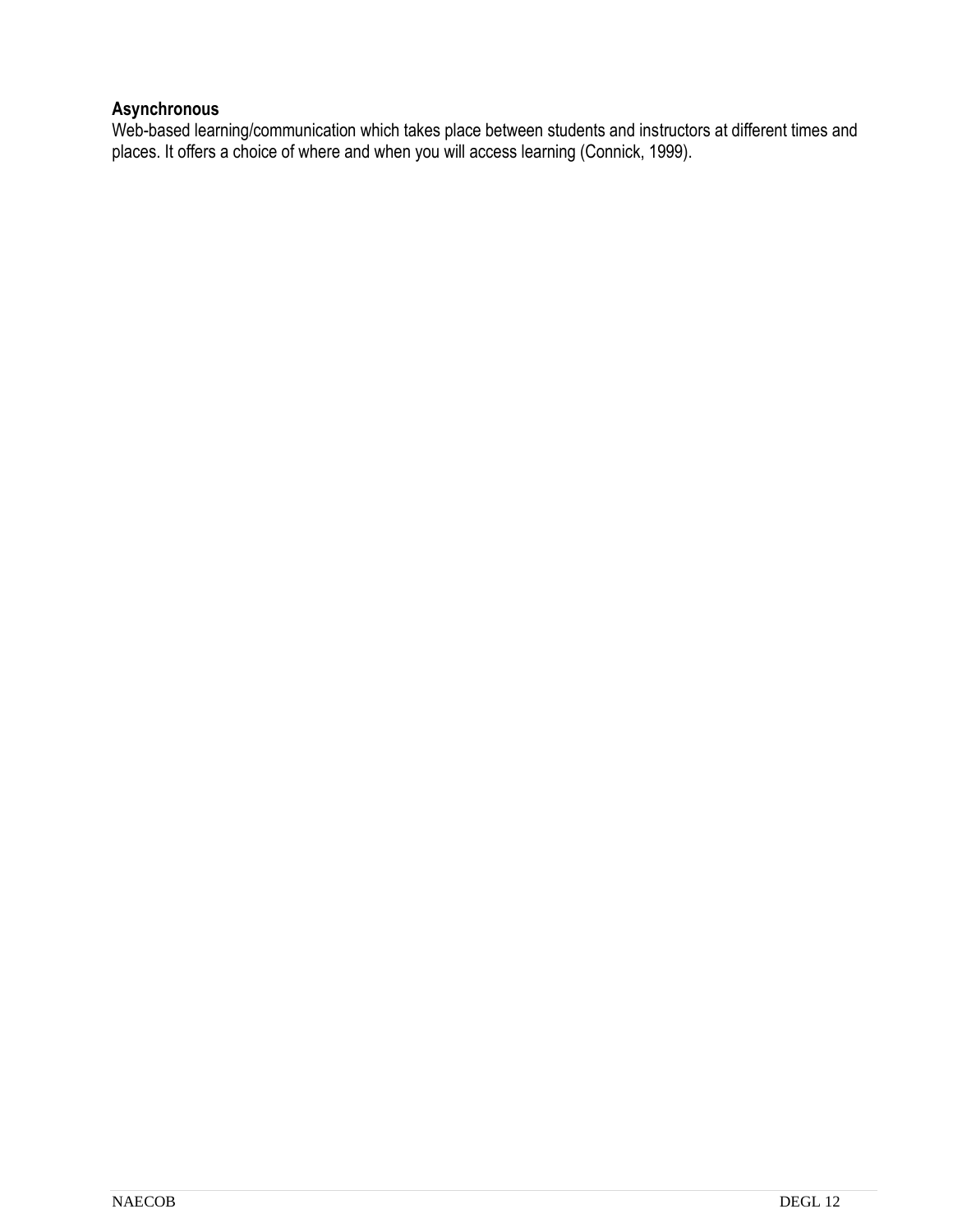**Asynchronous**
Web-based learning/communication which takes place between students and instructors at different times and places. It offers a choice of where and when you will access learning (Connick, 1999).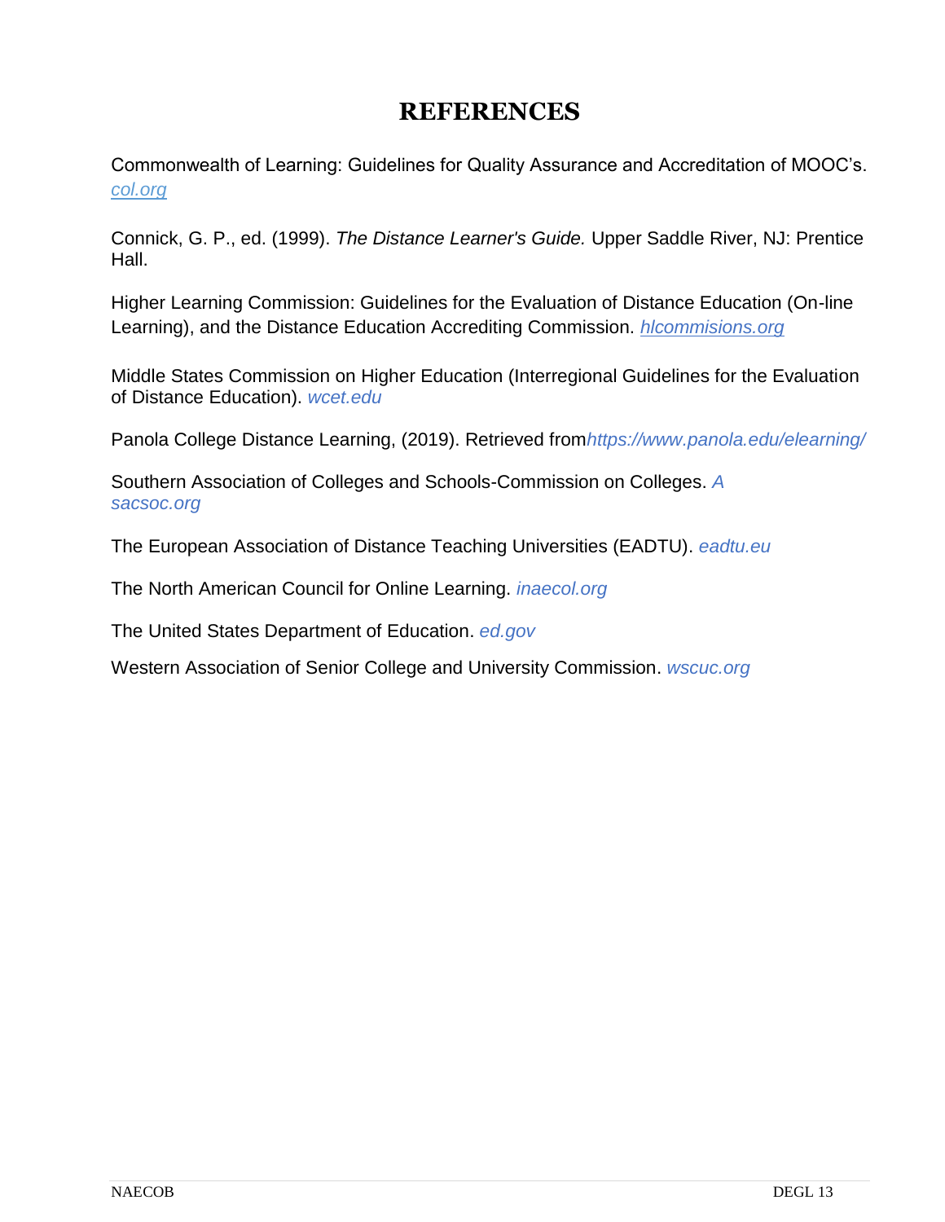# REFERENCES

Commonwealth of Learning: Guidelines for Quality Assurance and Accreditation of MOOC's. *col.org*

Connick, G. P., ed. (1999). *The Distance Learner's Guide.* Upper Saddle River, NJ: Prentice Hall.

Higher Learning Commission: Guidelines for the Evaluation of Distance Education (On-line Learning), and the Distance Education Accrediting Commission. *hlcommisions.org*

Middle States Commission on Higher Education (Interregional Guidelines for the Evaluation of Distance Education). *wcet.edu*

Panola College Distance Learning, (2019). Retrieved from*https://www.panola.edu/elearning/*

Southern Association of Colleges and Schools-Commission on Colleges. *A sacsoc.org*

The European Association of Distance Teaching Universities (EADTU). *eadtu.eu*

The North American Council for Online Learning. *inaecol.org*

The United States Department of Education. *ed.gov*

Western Association of Senior College and University Commission. *wscuc.org*